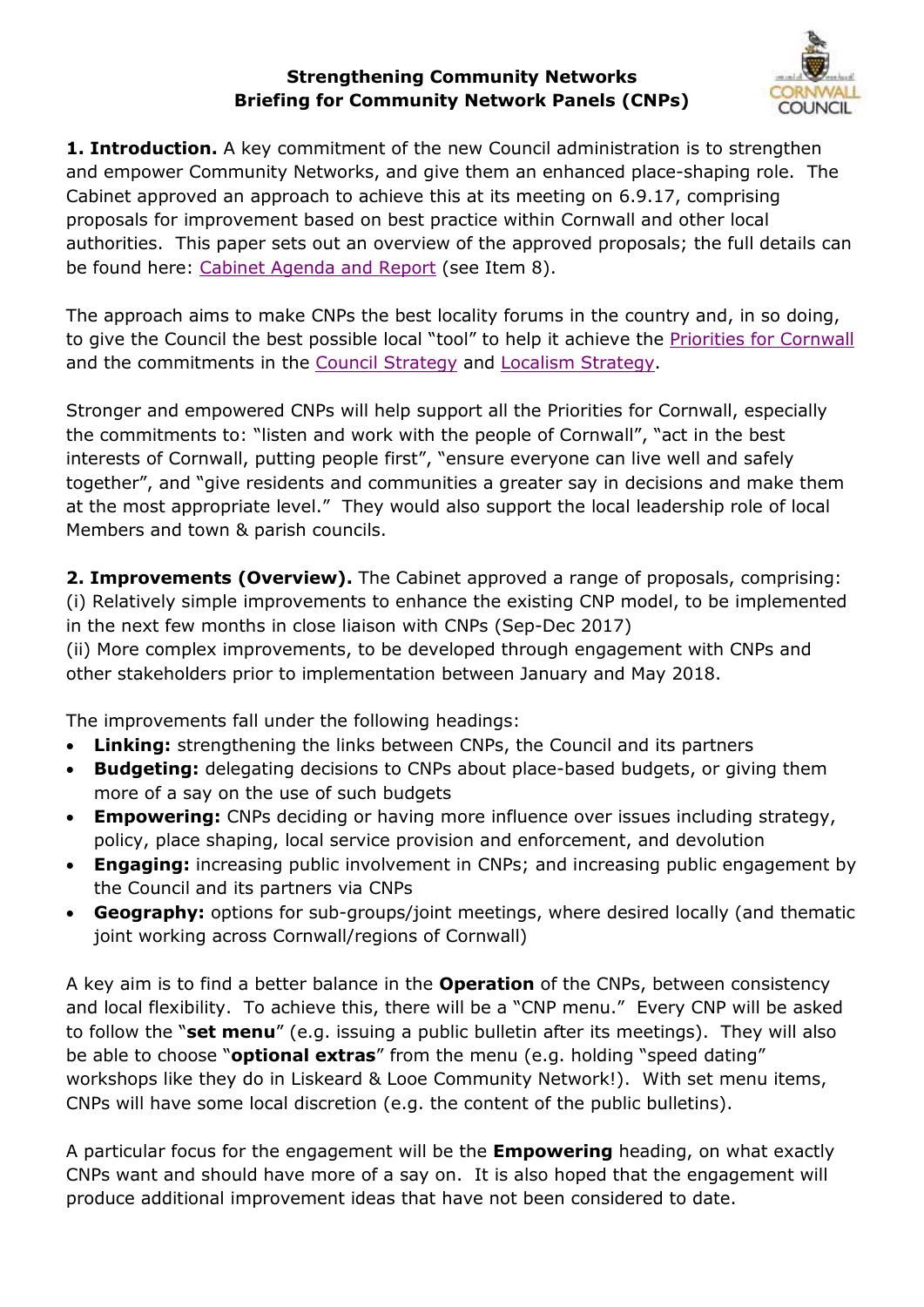# Strengthening Community Networks
## Briefing for Community Network Panels (CNPs)

**1. Introduction.** A key commitment of the new Council administration is to strengthen and empower Community Networks, and give them an enhanced place-shaping role. The Cabinet approved an approach to achieve this at its meeting on 6.9.17, comprising proposals for improvement based on best practice within Cornwall and other local authorities. This paper sets out an overview of the approved proposals; the full details can be found here: Cabinet Agenda and Report (see Item 8).

The approach aims to make CNPs the best locality forums in the country and, in so doing, to give the Council the best possible local "tool" to help it achieve the Priorities for Cornwall and the commitments in the Council Strategy and Localism Strategy.

Stronger and empowered CNPs will help support all the Priorities for Cornwall, especially the commitments to: "listen and work with the people of Cornwall", "act in the best interests of Cornwall, putting people first", "ensure everyone can live well and safely together", and "give residents and communities a greater say in decisions and make them at the most appropriate level." They would also support the local leadership role of local Members and town & parish councils.

**2. Improvements (Overview).** The Cabinet approved a range of proposals, comprising:
(i) Relatively simple improvements to enhance the existing CNP model, to be implemented in the next few months in close liaison with CNPs (Sep-Dec 2017)
(ii) More complex improvements, to be developed through engagement with CNPs and other stakeholders prior to implementation between January and May 2018.

The improvements fall under the following headings:

- **Linking:** strengthening the links between CNPs, the Council and its partners
- **Budgeting:** delegating decisions to CNPs about place-based budgets, or giving them more of a say on the use of such budgets
- **Empowering:** CNPs deciding or having more influence over issues including strategy, policy, place shaping, local service provision and enforcement, and devolution
- **Engaging:** increasing public involvement in CNPs; and increasing public engagement by the Council and its partners via CNPs
- **Geography:** options for sub-groups/joint meetings, where desired locally (and thematic joint working across Cornwall/regions of Cornwall)

A key aim is to find a better balance in the **Operation** of the CNPs, between consistency and local flexibility. To achieve this, there will be a "CNP menu." Every CNP will be asked to follow the "**set menu**" (e.g. issuing a public bulletin after its meetings). They will also be able to choose "**optional extras**" from the menu (e.g. holding "speed dating" workshops like they do in Liskeard & Looe Community Network!). With set menu items, CNPs will have some local discretion (e.g. the content of the public bulletins).

A particular focus for the engagement will be the **Empowering** heading, on what exactly CNPs want and should have more of a say on. It is also hoped that the engagement will produce additional improvement ideas that have not been considered to date.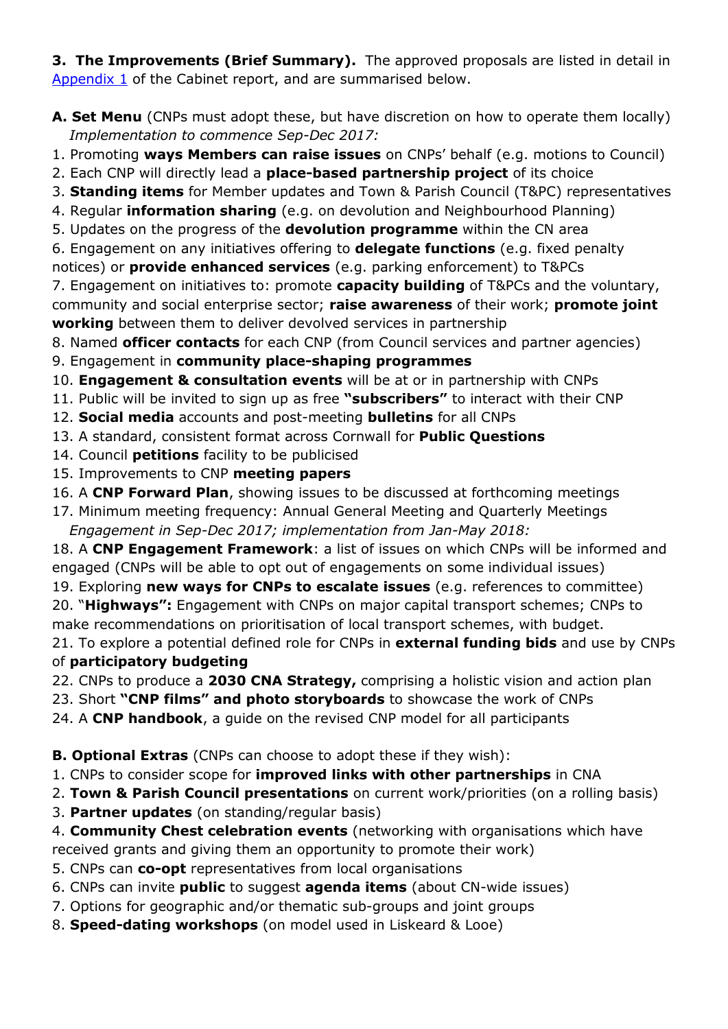**3. The Improvements (Brief Summary).** The approved proposals are listed in detail in [Appendix 1] of the Cabinet report, and are summarised below.

**A. Set Menu** (CNPs must adopt these, but have discretion on how to operate them locally)
*Implementation to commence Sep-Dec 2017:*

1. Promoting **ways Members can raise issues** on CNPs' behalf (e.g. motions to Council)
2. Each CNP will directly lead a **place-based partnership project** of its choice
3. **Standing items** for Member updates and Town & Parish Council (T&PC) representatives
4. Regular **information sharing** (e.g. on devolution and Neighbourhood Planning)
5. Updates on the progress of the **devolution programme** within the CN area
6. Engagement on any initiatives offering to **delegate functions** (e.g. fixed penalty notices) or **provide enhanced services** (e.g. parking enforcement) to T&PCs
7. Engagement on initiatives to: promote **capacity building** of T&PCs and the voluntary, community and social enterprise sector; **raise awareness** of their work; **promote joint working** between them to deliver devolved services in partnership
8. Named **officer contacts** for each CNP (from Council services and partner agencies)
9. Engagement in **community place-shaping programmes**
10. **Engagement & consultation events** will be at or in partnership with CNPs
11. Public will be invited to sign up as free **"subscribers"** to interact with their CNP
12. **Social media** accounts and post-meeting **bulletins** for all CNPs
13. A standard, consistent format across Cornwall for **Public Questions**
14. Council **petitions** facility to be publicised
15. Improvements to CNP **meeting papers**
16. A **CNP Forward Plan**, showing issues to be discussed at forthcoming meetings
17. Minimum meeting frequency: Annual General Meeting and Quarterly Meetings

*Engagement in Sep-Dec 2017; implementation from Jan-May 2018:*

18. A **CNP Engagement Framework**: a list of issues on which CNPs will be informed and engaged (CNPs will be able to opt out of engagements on some individual issues)
19. Exploring **new ways for CNPs to escalate issues** (e.g. references to committee)
20. "**Highways":** Engagement with CNPs on major capital transport schemes; CNPs to make recommendations on prioritisation of local transport schemes, with budget.
21. To explore a potential defined role for CNPs in **external funding bids** and use by CNPs of **participatory budgeting**
22. CNPs to produce a **2030 CNA Strategy,** comprising a holistic vision and action plan
23. Short **"CNP films" and photo storyboards** to showcase the work of CNPs
24. A **CNP handbook**, a guide on the revised CNP model for all participants

**B. Optional Extras** (CNPs can choose to adopt these if they wish):

1. CNPs to consider scope for **improved links with other partnerships** in CNA
2. **Town & Parish Council presentations** on current work/priorities (on a rolling basis)
3. **Partner updates** (on standing/regular basis)
4. **Community Chest celebration events** (networking with organisations which have received grants and giving them an opportunity to promote their work)
5. CNPs can **co-opt** representatives from local organisations
6. CNPs can invite **public** to suggest **agenda items** (about CN-wide issues)
7. Options for geographic and/or thematic sub-groups and joint groups
8. **Speed-dating workshops** (on model used in Liskeard & Looe)